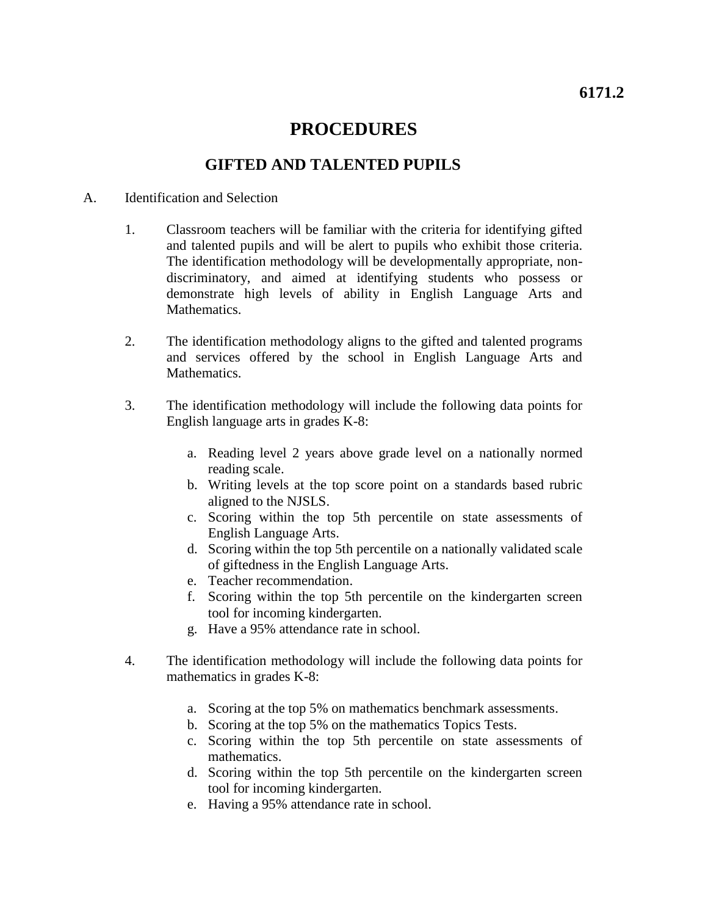**6171.2**

# PROCEDURES

## GIFTED AND TALENTED PUPILS

A. Identification and Selection

1. Classroom teachers will be familiar with the criteria for identifying gifted and talented pupils and will be alert to pupils who exhibit those criteria. The identification methodology will be developmentally appropriate, non-discriminatory, and aimed at identifying students who possess or demonstrate high levels of ability in English Language Arts and Mathematics.

2. The identification methodology aligns to the gifted and talented programs and services offered by the school in English Language Arts and Mathematics.

3. The identification methodology will include the following data points for English language arts in grades K-8:

   a. Reading level 2 years above grade level on a nationally normed reading scale.
   b. Writing levels at the top score point on a standards based rubric aligned to the NJSLS.
   c. Scoring within the top 5th percentile on state assessments of English Language Arts.
   d. Scoring within the top 5th percentile on a nationally validated scale of giftedness in the English Language Arts.
   e. Teacher recommendation.
   f. Scoring within the top 5th percentile on the kindergarten screen tool for incoming kindergarten.
   g. Have a 95% attendance rate in school.

4. The identification methodology will include the following data points for mathematics in grades K-8:

   a. Scoring at the top 5% on mathematics benchmark assessments.
   b. Scoring at the top 5% on the mathematics Topics Tests.
   c. Scoring within the top 5th percentile on state assessments of mathematics.
   d. Scoring within the top 5th percentile on the kindergarten screen tool for incoming kindergarten.
   e. Having a 95% attendance rate in school.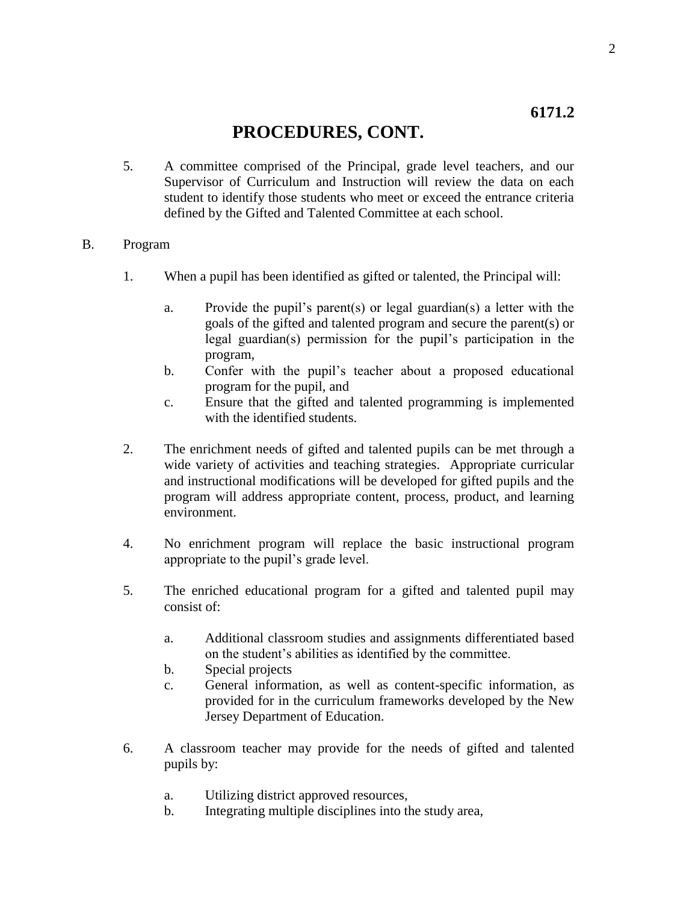**6171.2**

# PROCEDURES, CONT.

5. A committee comprised of the Principal, grade level teachers, and our Supervisor of Curriculum and Instruction will review the data on each student to identify those students who meet or exceed the entrance criteria defined by the Gifted and Talented Committee at each school.

B. Program

1. When a pupil has been identified as gifted or talented, the Principal will:

   a. Provide the pupil's parent(s) or legal guardian(s) a letter with the goals of the gifted and talented program and secure the parent(s) or legal guardian(s) permission for the pupil's participation in the program,

   b. Confer with the pupil's teacher about a proposed educational program for the pupil, and

   c. Ensure that the gifted and talented programming is implemented with the identified students.

2. The enrichment needs of gifted and talented pupils can be met through a wide variety of activities and teaching strategies. Appropriate curricular and instructional modifications will be developed for gifted pupils and the program will address appropriate content, process, product, and learning environment.

4. No enrichment program will replace the basic instructional program appropriate to the pupil's grade level.

5. The enriched educational program for a gifted and talented pupil may consist of:

   a. Additional classroom studies and assignments differentiated based on the student's abilities as identified by the committee.

   b. Special projects

   c. General information, as well as content-specific information, as provided for in the curriculum frameworks developed by the New Jersey Department of Education.

6. A classroom teacher may provide for the needs of gifted and talented pupils by:

   a. Utilizing district approved resources,

   b. Integrating multiple disciplines into the study area,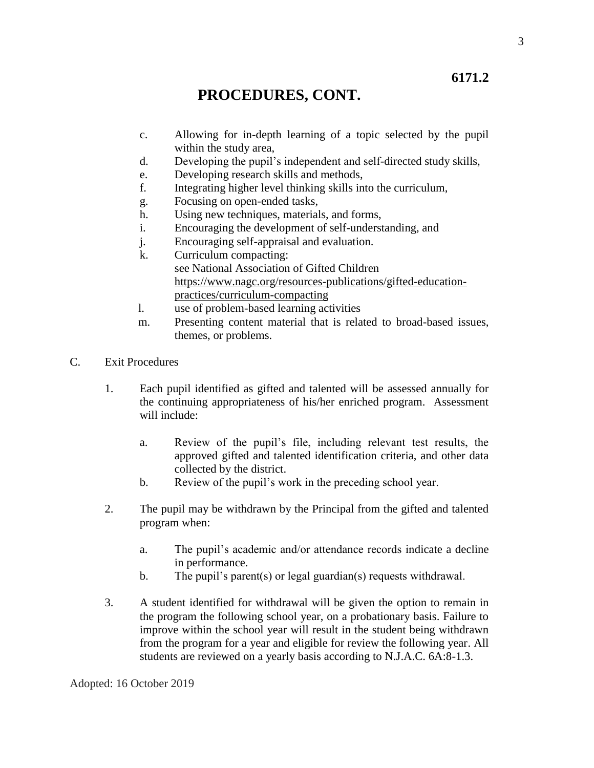**6171.2**

# PROCEDURES, CONT.

c. Allowing for in-depth learning of a topic selected by the pupil within the study area,
d. Developing the pupil's independent and self-directed study skills,
e. Developing research skills and methods,
f. Integrating higher level thinking skills into the curriculum,
g. Focusing on open-ended tasks,
h. Using new techniques, materials, and forms,
i. Encouraging the development of self-understanding, and
j. Encouraging self-appraisal and evaluation.
k. Curriculum compacting:
   see National Association of Gifted Children
   https://www.nagc.org/resources-publications/gifted-education-practices/curriculum-compacting
l. use of problem-based learning activities
m. Presenting content material that is related to broad-based issues, themes, or problems.

C. Exit Procedures

1. Each pupil identified as gifted and talented will be assessed annually for the continuing appropriateness of his/her enriched program. Assessment will include:

   a. Review of the pupil's file, including relevant test results, the approved gifted and talented identification criteria, and other data collected by the district.
   b. Review of the pupil's work in the preceding school year.

2. The pupil may be withdrawn by the Principal from the gifted and talented program when:

   a. The pupil's academic and/or attendance records indicate a decline in performance.
   b. The pupil's parent(s) or legal guardian(s) requests withdrawal.

3. A student identified for withdrawal will be given the option to remain in the program the following school year, on a probationary basis. Failure to improve within the school year will result in the student being withdrawn from the program for a year and eligible for review the following year. All students are reviewed on a yearly basis according to N.J.A.C. 6A:8-1.3.

Adopted: 16 October 2019